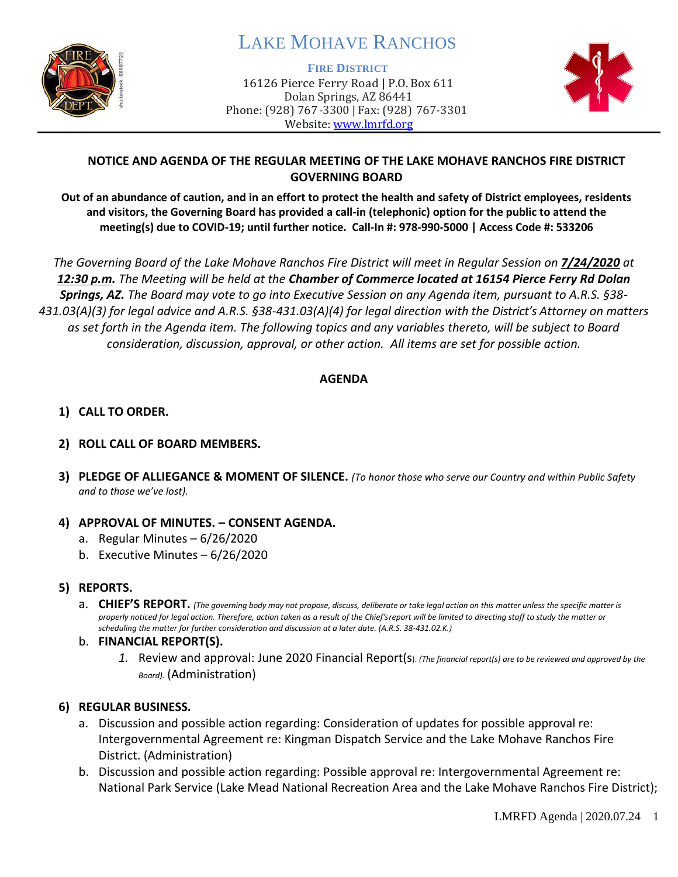# LAKE MOHAVE RANCHOS

**FIRE DISTRICT**
16126 Pierce Ferry Road | P.O. Box 611
Dolan Springs, AZ 86441
Phone: (928) 767-3300 | Fax: (928) 767-3301
Website: www.lmrfd.org

## NOTICE AND AGENDA OF THE REGULAR MEETING OF THE LAKE MOHAVE RANCHOS FIRE DISTRICT GOVERNING BOARD

**Out of an abundance of caution, and in an effort to protect the health and safety of District employees, residents and visitors, the Governing Board has provided a call-in (telephonic) option for the public to attend the meeting(s) due to COVID-19; until further notice. Call-In #: 978-990-5000 | Access Code #: 533206**

*The Governing Board of the Lake Mohave Ranchos Fire District will meet in Regular Session on **7/24/2020** at **12:30 p.m.** The Meeting will be held at the **Chamber of Commerce located at 16154 Pierce Ferry Rd Dolan Springs, AZ.** The Board may vote to go into Executive Session on any Agenda item, pursuant to A.R.S. §38-431.03(A)(3) for legal advice and A.R.S. §38-431.03(A)(4) for legal direction with the District's Attorney on matters as set forth in the Agenda item. The following topics and any variables thereto, will be subject to Board consideration, discussion, approval, or other action. All items are set for possible action.*

## AGENDA

1) **CALL TO ORDER.**

2) **ROLL CALL OF BOARD MEMBERS.**

3) **PLEDGE OF ALLIEGANCE & MOMENT OF SILENCE.** *(To honor those who serve our Country and within Public Safety and to those we've lost).*

4) **APPROVAL OF MINUTES. – CONSENT AGENDA.**
   a. Regular Minutes – 6/26/2020
   b. Executive Minutes – 6/26/2020

5) **REPORTS.**
   a. **CHIEF'S REPORT.** *(The governing body may not propose, discuss, deliberate or take legal action on this matter unless the specific matter is properly noticed for legal action. Therefore, action taken as a result of the Chief's report will be limited to directing staff to study the matter or scheduling the matter for further consideration and discussion at a later date. (A.R.S. 38-431.02.K.)*
   b. **FINANCIAL REPORT(S).**
      1. Review and approval: June 2020 Financial Report(s). *(The financial report(s) are to be reviewed and approved by the Board).* (Administration)

6) **REGULAR BUSINESS.**
   a. Discussion and possible action regarding: Consideration of updates for possible approval re: Intergovernmental Agreement re: Kingman Dispatch Service and the Lake Mohave Ranchos Fire District. (Administration)
   b. Discussion and possible action regarding: Possible approval re: Intergovernmental Agreement re: National Park Service (Lake Mead National Recreation Area and the Lake Mohave Ranchos Fire District);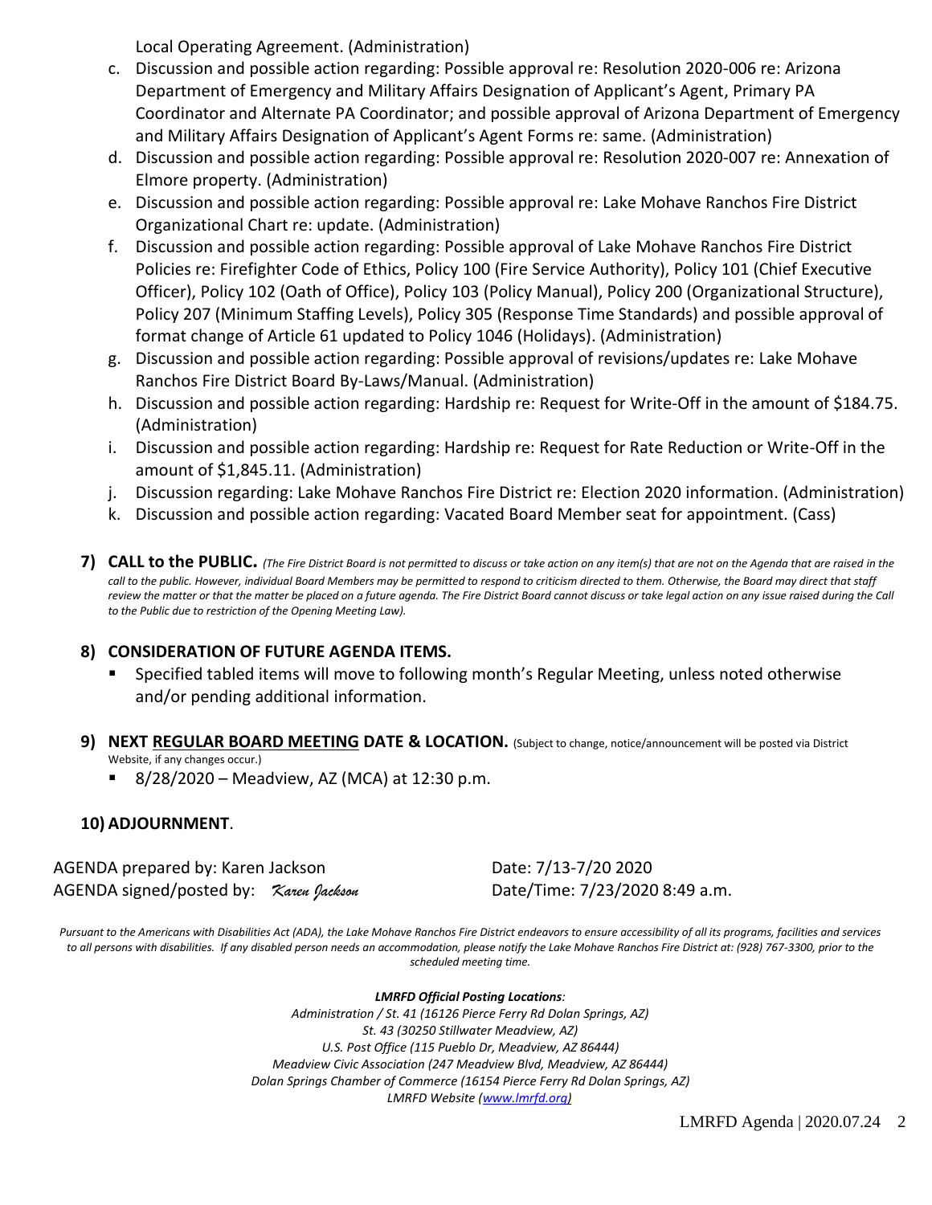Local Operating Agreement. (Administration)

c. Discussion and possible action regarding: Possible approval re: Resolution 2020-006 re: Arizona Department of Emergency and Military Affairs Designation of Applicant's Agent, Primary PA Coordinator and Alternate PA Coordinator; and possible approval of Arizona Department of Emergency and Military Affairs Designation of Applicant's Agent Forms re: same. (Administration)
d. Discussion and possible action regarding: Possible approval re: Resolution 2020-007 re: Annexation of Elmore property. (Administration)
e. Discussion and possible action regarding: Possible approval re: Lake Mohave Ranchos Fire District Organizational Chart re: update. (Administration)
f. Discussion and possible action regarding: Possible approval of Lake Mohave Ranchos Fire District Policies re: Firefighter Code of Ethics, Policy 100 (Fire Service Authority), Policy 101 (Chief Executive Officer), Policy 102 (Oath of Office), Policy 103 (Policy Manual), Policy 200 (Organizational Structure), Policy 207 (Minimum Staffing Levels), Policy 305 (Response Time Standards) and possible approval of format change of Article 61 updated to Policy 1046 (Holidays). (Administration)
g. Discussion and possible action regarding: Possible approval of revisions/updates re: Lake Mohave Ranchos Fire District Board By-Laws/Manual. (Administration)
h. Discussion and possible action regarding: Hardship re: Request for Write-Off in the amount of $184.75. (Administration)
i. Discussion and possible action regarding: Hardship re: Request for Rate Reduction or Write-Off in the amount of $1,845.11. (Administration)
j. Discussion regarding: Lake Mohave Ranchos Fire District re: Election 2020 information. (Administration)
k. Discussion and possible action regarding: Vacated Board Member seat for appointment. (Cass)

**7) CALL to the PUBLIC.** *(The Fire District Board is not permitted to discuss or take action on any item(s) that are not on the Agenda that are raised in the call to the public. However, individual Board Members may be permitted to respond to criticism directed to them. Otherwise, the Board may direct that staff review the matter or that the matter be placed on a future agenda. The Fire District Board cannot discuss or take legal action on any issue raised during the Call to the Public due to restriction of the Opening Meeting Law).*

**8) CONSIDERATION OF FUTURE AGENDA ITEMS.**

- Specified tabled items will move to following month's Regular Meeting, unless noted otherwise and/or pending additional information.

**9) NEXT REGULAR BOARD MEETING DATE & LOCATION.** (Subject to change, notice/announcement will be posted via District Website, if any changes occur.)

- 8/28/2020 – Meadview, AZ (MCA) at 12:30 p.m.

**10) ADJOURNMENT**.

AGENDA prepared by: Karen Jackson Date: 7/13-7/20 2020
AGENDA signed/posted by: *Karen Jackson* Date/Time: 7/23/2020 8:49 a.m.

*Pursuant to the Americans with Disabilities Act (ADA), the Lake Mohave Ranchos Fire District endeavors to ensure accessibility of all its programs, facilities and services to all persons with disabilities. If any disabled person needs an accommodation, please notify the Lake Mohave Ranchos Fire District at: (928) 767-3300, prior to the scheduled meeting time.*

***LMRFD Official Posting Locations**:*
*Administration / St. 41 (16126 Pierce Ferry Rd Dolan Springs, AZ)*
*St. 43 (30250 Stillwater Meadview, AZ)*
*U.S. Post Office (115 Pueblo Dr, Meadview, AZ 86444)*
*Meadview Civic Association (247 Meadview Blvd, Meadview, AZ 86444)*
*Dolan Springs Chamber of Commerce (16154 Pierce Ferry Rd Dolan Springs, AZ)*
*LMRFD Website (www.lmrfd.org)*